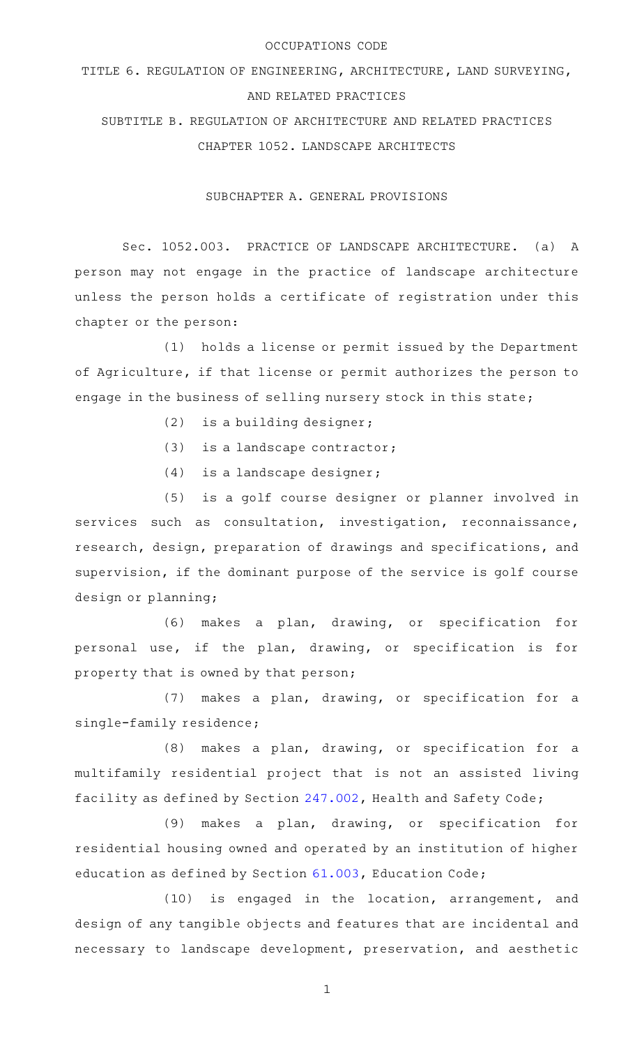OCCUPATIONS CODE

# TITLE 6. REGULATION OF ENGINEERING, ARCHITECTURE, LAND SURVEYING, AND RELATED PRACTICES

## SUBTITLE B. REGULATION OF ARCHITECTURE AND RELATED PRACTICES

## CHAPTER 1052. LANDSCAPE ARCHITECTS

### SUBCHAPTER A. GENERAL PROVISIONS

Sec. 1052.003. PRACTICE OF LANDSCAPE ARCHITECTURE. (a) A person may not engage in the practice of landscape architecture unless the person holds a certificate of registration under this chapter or the person:

(1) holds a license or permit issued by the Department of Agriculture, if that license or permit authorizes the person to engage in the business of selling nursery stock in this state;

(2) is a building designer;

(3) is a landscape contractor;

(4) is a landscape designer;

(5) is a golf course designer or planner involved in services such as consultation, investigation, reconnaissance, research, design, preparation of drawings and specifications, and supervision, if the dominant purpose of the service is golf course design or planning;

(6) makes a plan, drawing, or specification for personal use, if the plan, drawing, or specification is for property that is owned by that person;

(7) makes a plan, drawing, or specification for a single-family residence;

(8) makes a plan, drawing, or specification for a multifamily residential project that is not an assisted living facility as defined by Section 247.002, Health and Safety Code;

(9) makes a plan, drawing, or specification for residential housing owned and operated by an institution of higher education as defined by Section 61.003, Education Code;

(10) is engaged in the location, arrangement, and design of any tangible objects and features that are incidental and necessary to landscape development, preservation, and aesthetic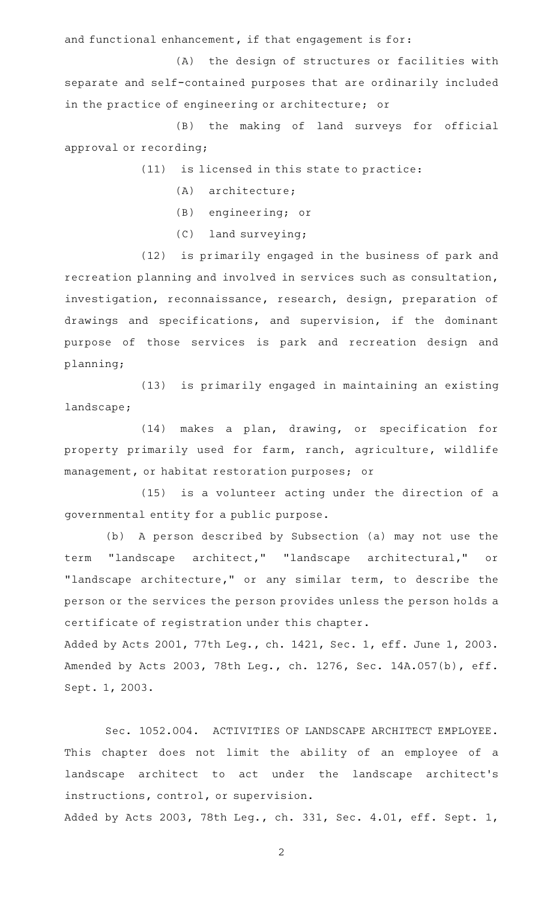and functional enhancement, if that engagement is for:

(A) the design of structures or facilities with separate and self-contained purposes that are ordinarily included in the practice of engineering or architecture; or

(B) the making of land surveys for official approval or recording;

(11) is licensed in this state to practice:

(A) architecture;

(B) engineering; or

(C) land surveying;

(12) is primarily engaged in the business of park and recreation planning and involved in services such as consultation, investigation, reconnaissance, research, design, preparation of drawings and specifications, and supervision, if the dominant purpose of those services is park and recreation design and planning;

(13) is primarily engaged in maintaining an existing landscape;

(14) makes a plan, drawing, or specification for property primarily used for farm, ranch, agriculture, wildlife management, or habitat restoration purposes; or

(15) is a volunteer acting under the direction of a governmental entity for a public purpose.

(b) A person described by Subsection (a) may not use the term "landscape architect," "landscape architectural," or "landscape architecture," or any similar term, to describe the person or the services the person provides unless the person holds a certificate of registration under this chapter.

Added by Acts 2001, 77th Leg., ch. 1421, Sec. 1, eff. June 1, 2003. Amended by Acts 2003, 78th Leg., ch. 1276, Sec. 14A.057(b), eff. Sept. 1, 2003.

Sec. 1052.004. ACTIVITIES OF LANDSCAPE ARCHITECT EMPLOYEE. This chapter does not limit the ability of an employee of a landscape architect to act under the landscape architect's instructions, control, or supervision.

Added by Acts 2003, 78th Leg., ch. 331, Sec. 4.01, eff. Sept. 1,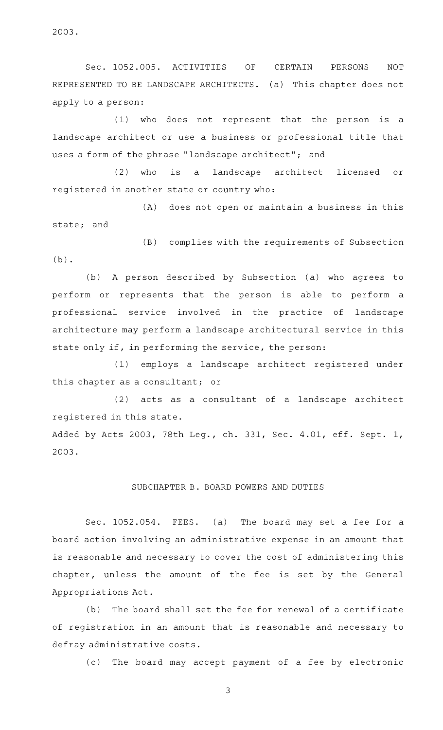2003.

Sec. 1052.005. ACTIVITIES OF CERTAIN PERSONS NOT REPRESENTED TO BE LANDSCAPE ARCHITECTS. (a) This chapter does not apply to a person:

(1) who does not represent that the person is a landscape architect or use a business or professional title that uses a form of the phrase "landscape architect"; and

(2) who is a landscape architect licensed or registered in another state or country who:

(A) does not open or maintain a business in this state; and

(B) complies with the requirements of Subsection (b).

(b) A person described by Subsection (a) who agrees to perform or represents that the person is able to perform a professional service involved in the practice of landscape architecture may perform a landscape architectural service in this state only if, in performing the service, the person:

(1) employs a landscape architect registered under this chapter as a consultant; or

(2) acts as a consultant of a landscape architect registered in this state.

Added by Acts 2003, 78th Leg., ch. 331, Sec. 4.01, eff. Sept. 1, 2003.

## SUBCHAPTER B. BOARD POWERS AND DUTIES

Sec. 1052.054. FEES. (a) The board may set a fee for a board action involving an administrative expense in an amount that is reasonable and necessary to cover the cost of administering this chapter, unless the amount of the fee is set by the General Appropriations Act.

(b) The board shall set the fee for renewal of a certificate of registration in an amount that is reasonable and necessary to defray administrative costs.

(c) The board may accept payment of a fee by electronic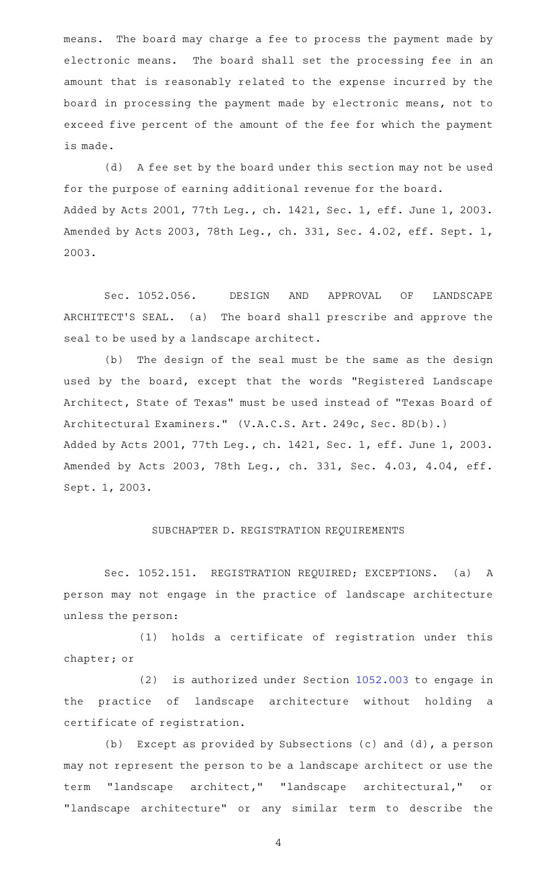means. The board may charge a fee to process the payment made by electronic means. The board shall set the processing fee in an amount that is reasonably related to the expense incurred by the board in processing the payment made by electronic means, not to exceed five percent of the amount of the fee for which the payment is made.

(d) A fee set by the board under this section may not be used for the purpose of earning additional revenue for the board.

Added by Acts 2001, 77th Leg., ch. 1421, Sec. 1, eff. June 1, 2003. Amended by Acts 2003, 78th Leg., ch. 331, Sec. 4.02, eff. Sept. 1, 2003.

Sec. 1052.056. DESIGN AND APPROVAL OF LANDSCAPE ARCHITECT'S SEAL. (a) The board shall prescribe and approve the seal to be used by a landscape architect.

(b) The design of the seal must be the same as the design used by the board, except that the words "Registered Landscape Architect, State of Texas" must be used instead of "Texas Board of Architectural Examiners." (V.A.C.S. Art. 249c, Sec. 8D(b).)

Added by Acts 2001, 77th Leg., ch. 1421, Sec. 1, eff. June 1, 2003. Amended by Acts 2003, 78th Leg., ch. 331, Sec. 4.03, 4.04, eff. Sept. 1, 2003.

## SUBCHAPTER D. REGISTRATION REQUIREMENTS

Sec. 1052.151. REGISTRATION REQUIRED; EXCEPTIONS. (a) A person may not engage in the practice of landscape architecture unless the person:

(1) holds a certificate of registration under this chapter; or

(2) is authorized under Section 1052.003 to engage in the practice of landscape architecture without holding a certificate of registration.

(b) Except as provided by Subsections (c) and (d), a person may not represent the person to be a landscape architect or use the term "landscape architect," "landscape architectural," or "landscape architecture" or any similar term to describe the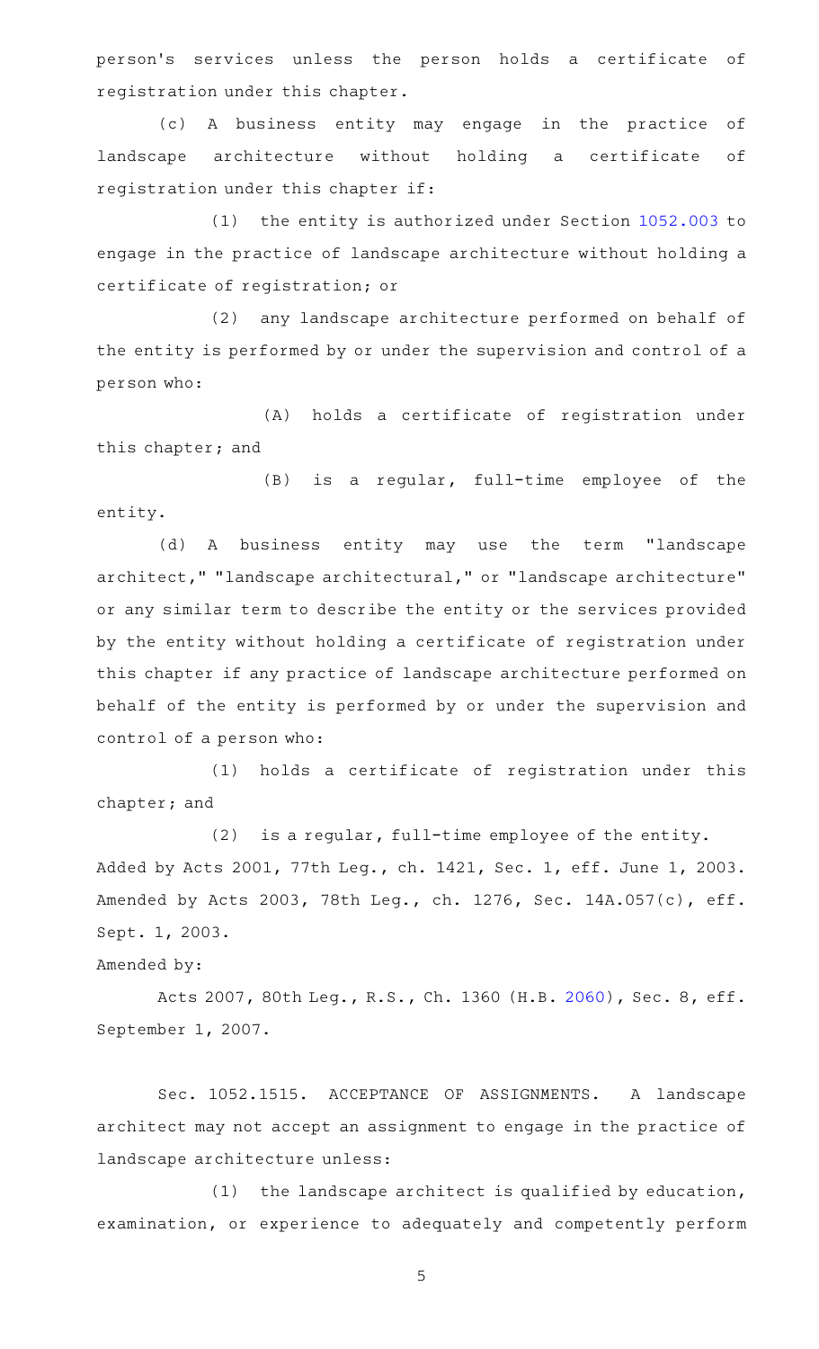person's services unless the person holds a certificate of registration under this chapter.

(c) A business entity may engage in the practice of landscape architecture without holding a certificate of registration under this chapter if:

(1) the entity is authorized under Section 1052.003 to engage in the practice of landscape architecture without holding a certificate of registration; or

(2) any landscape architecture performed on behalf of the entity is performed by or under the supervision and control of a person who:

(A) holds a certificate of registration under this chapter; and

(B) is a regular, full-time employee of the entity.

(d) A business entity may use the term "landscape architect," "landscape architectural," or "landscape architecture" or any similar term to describe the entity or the services provided by the entity without holding a certificate of registration under this chapter if any practice of landscape architecture performed on behalf of the entity is performed by or under the supervision and control of a person who:

(1) holds a certificate of registration under this chapter; and

(2) is a regular, full-time employee of the entity.

Added by Acts 2001, 77th Leg., ch. 1421, Sec. 1, eff. June 1, 2003. Amended by Acts 2003, 78th Leg., ch. 1276, Sec. 14A.057(c), eff. Sept. 1, 2003.

Amended by:

Acts 2007, 80th Leg., R.S., Ch. 1360 (H.B. 2060), Sec. 8, eff. September 1, 2007.

Sec. 1052.1515. ACCEPTANCE OF ASSIGNMENTS. A landscape architect may not accept an assignment to engage in the practice of landscape architecture unless:

(1) the landscape architect is qualified by education, examination, or experience to adequately and competently perform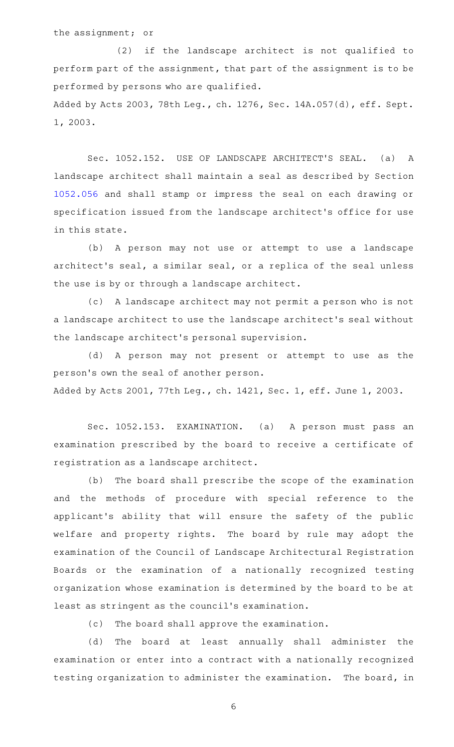the assignment; or

(2) if the landscape architect is not qualified to perform part of the assignment, that part of the assignment is to be performed by persons who are qualified.

Added by Acts 2003, 78th Leg., ch. 1276, Sec. 14A.057(d), eff. Sept. 1, 2003.

Sec. 1052.152. USE OF LANDSCAPE ARCHITECT'S SEAL. (a) A landscape architect shall maintain a seal as described by Section 1052.056 and shall stamp or impress the seal on each drawing or specification issued from the landscape architect's office for use in this state.

(b) A person may not use or attempt to use a landscape architect's seal, a similar seal, or a replica of the seal unless the use is by or through a landscape architect.

(c) A landscape architect may not permit a person who is not a landscape architect to use the landscape architect's seal without the landscape architect's personal supervision.

(d) A person may not present or attempt to use as the person's own the seal of another person.

Added by Acts 2001, 77th Leg., ch. 1421, Sec. 1, eff. June 1, 2003.

Sec. 1052.153. EXAMINATION. (a) A person must pass an examination prescribed by the board to receive a certificate of registration as a landscape architect.

(b) The board shall prescribe the scope of the examination and the methods of procedure with special reference to the applicant's ability that will ensure the safety of the public welfare and property rights. The board by rule may adopt the examination of the Council of Landscape Architectural Registration Boards or the examination of a nationally recognized testing organization whose examination is determined by the board to be at least as stringent as the council's examination.

(c) The board shall approve the examination.

(d) The board at least annually shall administer the examination or enter into a contract with a nationally recognized testing organization to administer the examination. The board, in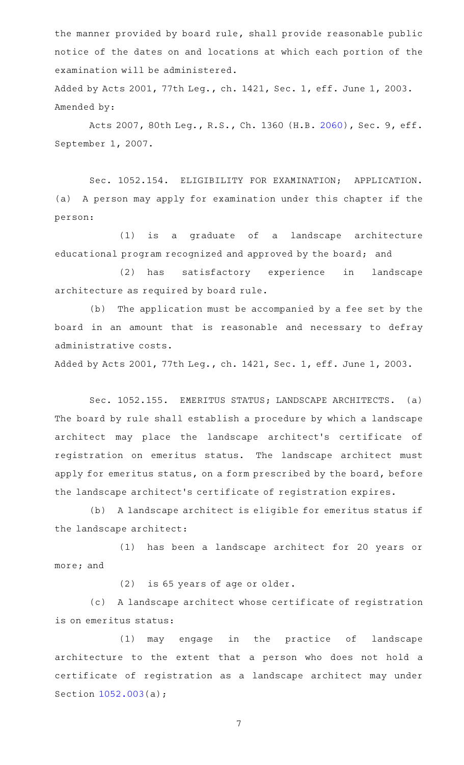the manner provided by board rule, shall provide reasonable public notice of the dates on and locations at which each portion of the examination will be administered.

Added by Acts 2001, 77th Leg., ch. 1421, Sec. 1, eff. June 1, 2003.

Amended by:

Acts 2007, 80th Leg., R.S., Ch. 1360 (H.B. 2060), Sec. 9, eff. September 1, 2007.

Sec. 1052.154. ELIGIBILITY FOR EXAMINATION; APPLICATION. (a) A person may apply for examination under this chapter if the person:

(1) is a graduate of a landscape architecture educational program recognized and approved by the board; and

(2) has satisfactory experience in landscape architecture as required by board rule.

(b) The application must be accompanied by a fee set by the board in an amount that is reasonable and necessary to defray administrative costs.

Added by Acts 2001, 77th Leg., ch. 1421, Sec. 1, eff. June 1, 2003.

Sec. 1052.155. EMERITUS STATUS; LANDSCAPE ARCHITECTS. (a) The board by rule shall establish a procedure by which a landscape architect may place the landscape architect's certificate of registration on emeritus status. The landscape architect must apply for emeritus status, on a form prescribed by the board, before the landscape architect's certificate of registration expires.

(b) A landscape architect is eligible for emeritus status if the landscape architect:

(1) has been a landscape architect for 20 years or more; and

(2) is 65 years of age or older.

(c) A landscape architect whose certificate of registration is on emeritus status:

(1) may engage in the practice of landscape architecture to the extent that a person who does not hold a certificate of registration as a landscape architect may under Section 1052.003(a);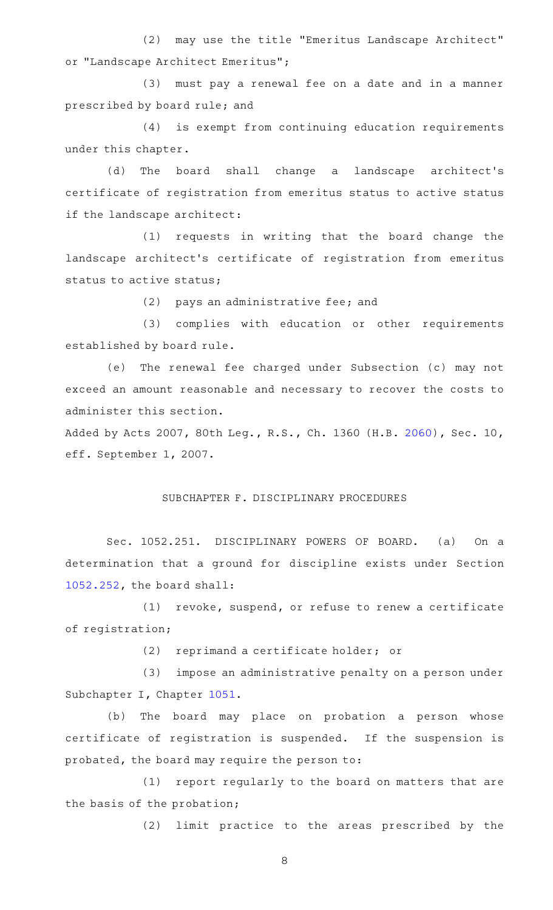(2) may use the title "Emeritus Landscape Architect" or "Landscape Architect Emeritus";

(3) must pay a renewal fee on a date and in a manner prescribed by board rule; and

(4) is exempt from continuing education requirements under this chapter.

(d) The board shall change a landscape architect's certificate of registration from emeritus status to active status if the landscape architect:

(1) requests in writing that the board change the landscape architect's certificate of registration from emeritus status to active status;

(2) pays an administrative fee; and

(3) complies with education or other requirements established by board rule.

(e) The renewal fee charged under Subsection (c) may not exceed an amount reasonable and necessary to recover the costs to administer this section.

Added by Acts 2007, 80th Leg., R.S., Ch. 1360 (H.B. 2060), Sec. 10, eff. September 1, 2007.

## SUBCHAPTER F. DISCIPLINARY PROCEDURES

Sec. 1052.251. DISCIPLINARY POWERS OF BOARD. (a) On a determination that a ground for discipline exists under Section 1052.252, the board shall:

(1) revoke, suspend, or refuse to renew a certificate of registration;

(2) reprimand a certificate holder; or

(3) impose an administrative penalty on a person under Subchapter I, Chapter 1051.

(b) The board may place on probation a person whose certificate of registration is suspended. If the suspension is probated, the board may require the person to:

(1) report regularly to the board on matters that are the basis of the probation;

(2) limit practice to the areas prescribed by the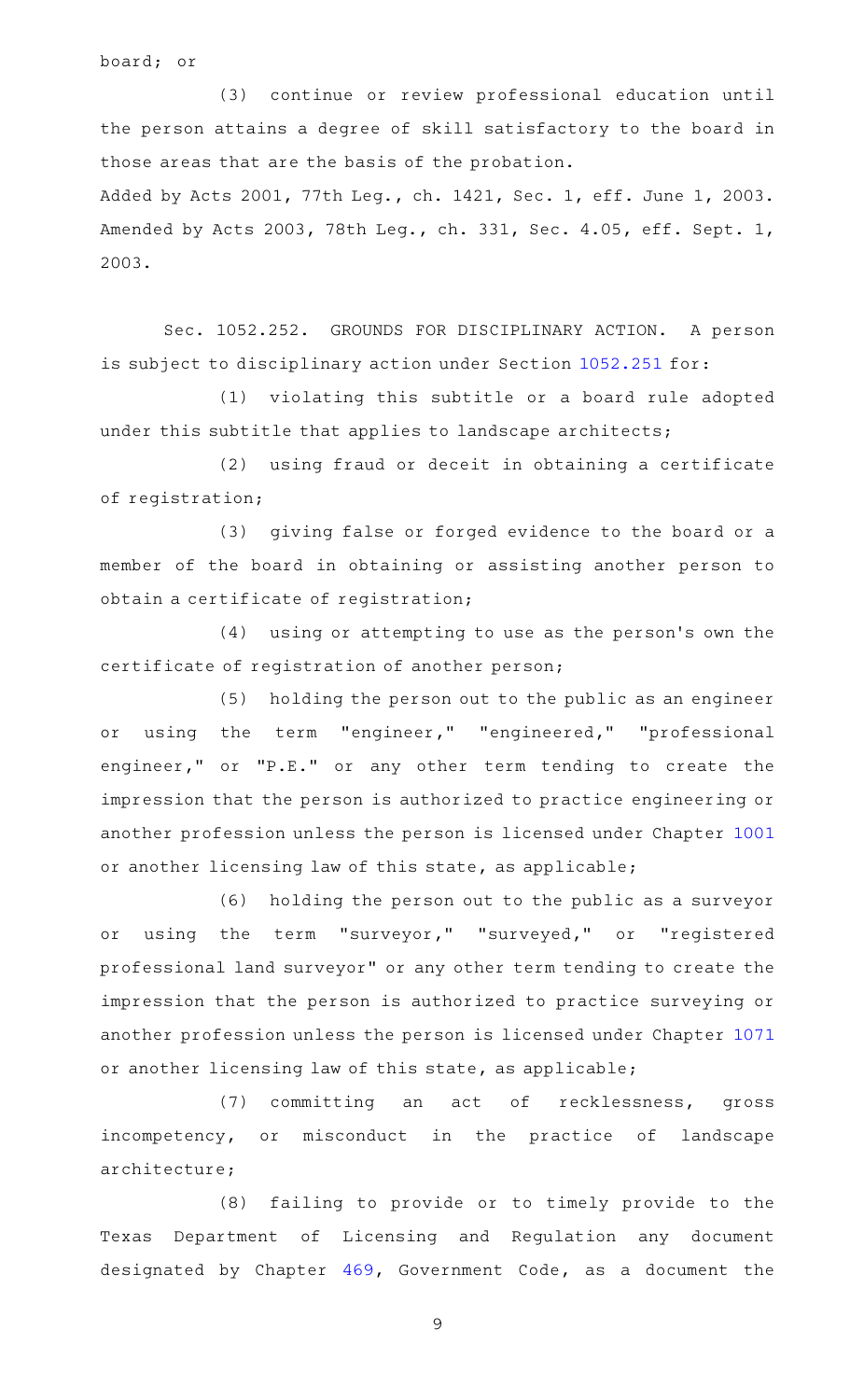board; or

(3) continue or review professional education until the person attains a degree of skill satisfactory to the board in those areas that are the basis of the probation.

Added by Acts 2001, 77th Leg., ch. 1421, Sec. 1, eff. June 1, 2003. Amended by Acts 2003, 78th Leg., ch. 331, Sec. 4.05, eff. Sept. 1, 2003.

Sec. 1052.252. GROUNDS FOR DISCIPLINARY ACTION. A person is subject to disciplinary action under Section 1052.251 for:

(1) violating this subtitle or a board rule adopted under this subtitle that applies to landscape architects;

(2) using fraud or deceit in obtaining a certificate of registration;

(3) giving false or forged evidence to the board or a member of the board in obtaining or assisting another person to obtain a certificate of registration;

(4) using or attempting to use as the person's own the certificate of registration of another person;

(5) holding the person out to the public as an engineer or using the term "engineer," "engineered," "professional engineer," or "P.E." or any other term tending to create the impression that the person is authorized to practice engineering or another profession unless the person is licensed under Chapter 1001 or another licensing law of this state, as applicable;

(6) holding the person out to the public as a surveyor or using the term "surveyor," "surveyed," or "registered professional land surveyor" or any other term tending to create the impression that the person is authorized to practice surveying or another profession unless the person is licensed under Chapter 1071 or another licensing law of this state, as applicable;

(7) committing an act of recklessness, gross incompetency, or misconduct in the practice of landscape architecture;

(8) failing to provide or to timely provide to the Texas Department of Licensing and Regulation any document designated by Chapter 469, Government Code, as a document the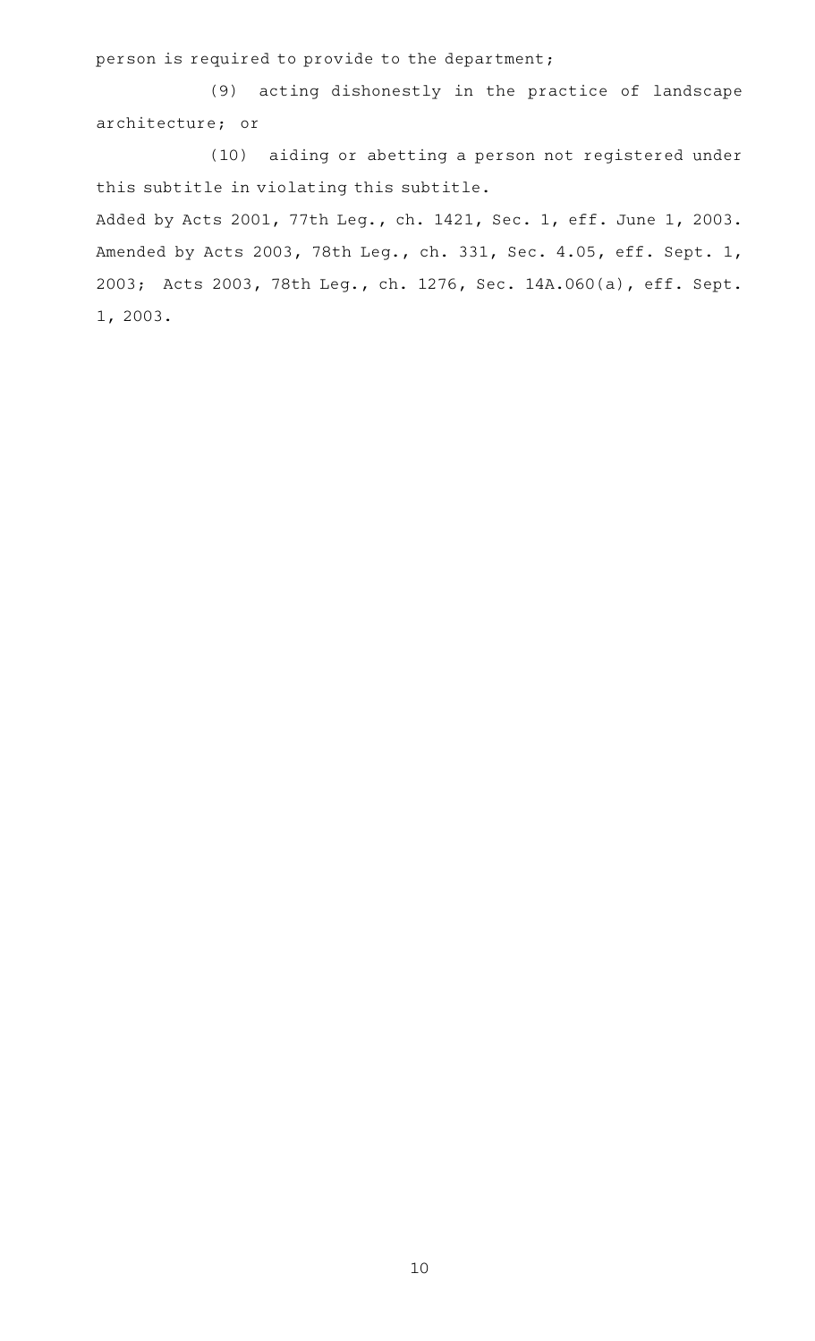person is required to provide to the department;

(9) acting dishonestly in the practice of landscape architecture; or

(10) aiding or abetting a person not registered under this subtitle in violating this subtitle.

Added by Acts 2001, 77th Leg., ch. 1421, Sec. 1, eff. June 1, 2003. Amended by Acts 2003, 78th Leg., ch. 331, Sec. 4.05, eff. Sept. 1, 2003; Acts 2003, 78th Leg., ch. 1276, Sec. 14A.060(a), eff. Sept. 1, 2003.